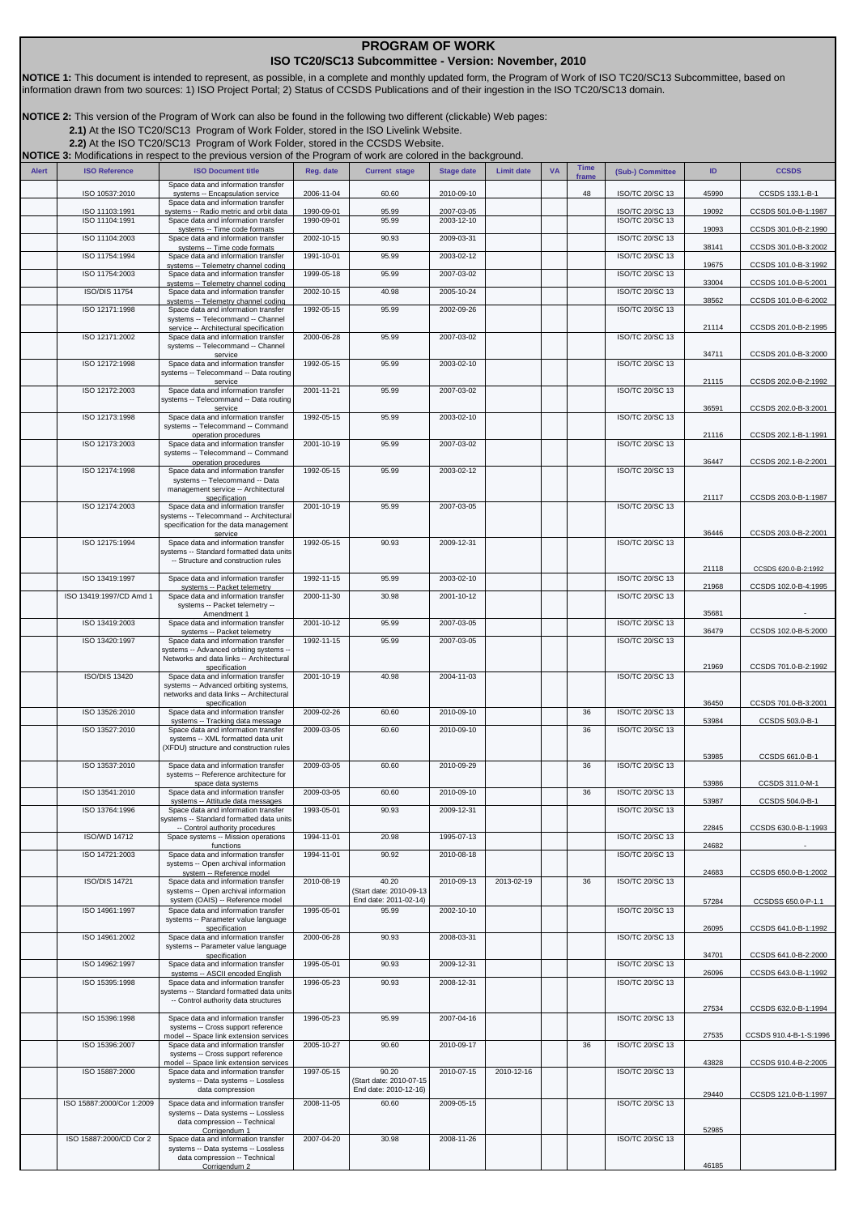# PROGRAM OF WORK

## ISO TC20/SC13 Subcommittee - Version: November, 2010

**NOTICE 1:** This document is intended to represent, as possible, in a complete and monthly updated form, the Program of Work of ISO TC20/SC13 Subcommittee, based on information drawn from two sources: 1) ISO Project Portal; 2) Status of CCSDS Publications and of their ingestion in the ISO TC20/SC13 domain.

**NOTICE 2:** This version of the Program of Work can also be found in the following two different (clickable) Web pages:

**2.1)** At the ISO TC20/SC13 Program of Work Folder, stored in the ISO Livelink Website.

**2.2)** At the ISO TC20/SC13 Program of Work Folder, stored in the CCSDS Website.

**NOTICE 3:** Modifications in respect to the previous version of the Program of work are colored in the background.

| Alert | ISO Reference | ISO Document title | Reg. date | Current stage | Stage date | Limit date | VA | Time frame | (Sub-) Committee | ID | CCSDS |
|---|---|---|---|---|---|---|---|---|---|---|---|
| | ISO 10537:2010 | Space data and information transfer systems -- Encapsulation service | 2006-11-04 | 60.60 | 2010-09-10 | | | 48 | ISO/TC 20/SC 13 | 45990 | CCSDS 133.1-B-1 |
| | ISO 11103:1991 | Space data and information transfer systems -- Radio metric and orbit data | 1990-09-01 | 95.99 | 2007-03-05 | | | | ISO/TC 20/SC 13 | 19092 | CCSDS 501.0-B-1:1987 |
| | ISO 11104:1991 | Space data and information transfer systems -- Time code formats | 1990-09-01 | 95.99 | 2003-12-10 | | | | ISO/TC 20/SC 13 | 19093 | CCSDS 301.0-B-2:1990 |
| | ISO 11104:2003 | Space data and information transfer systems -- Time code formats | 2002-10-15 | 90.93 | 2009-03-31 | | | | ISO/TC 20/SC 13 | 38141 | CCSDS 301.0-B-3:2002 |
| | ISO 11754:1994 | Space data and information transfer systems -- Telemetry channel coding | 1991-10-01 | 95.99 | 2003-02-12 | | | | ISO/TC 20/SC 13 | 19675 | CCSDS 101.0-B-3:1992 |
| | ISO 11754:2003 | Space data and information transfer systems -- Telemetry channel coding | 1999-05-18 | 95.99 | 2007-03-02 | | | | ISO/TC 20/SC 13 | 33004 | CCSDS 101.0-B-5:2001 |
| | ISO/DIS 11754 | Space data and information transfer systems -- Telemetry channel coding | 2002-10-15 | 40.98 | 2005-10-24 | | | | ISO/TC 20/SC 13 | 38562 | CCSDS 101.0-B-6:2002 |
| | ISO 12171:1998 | Space data and information transfer systems -- Telecommand -- Channel service -- Architectural specification | 1992-05-15 | 95.99 | 2002-09-26 | | | | ISO/TC 20/SC 13 | 21114 | CCSDS 201.0-B-2:1995 |
| | ISO 12171:2002 | Space data and information transfer systems -- Telecommand -- Channel service | 2000-06-28 | 95.99 | 2007-03-02 | | | | ISO/TC 20/SC 13 | 34711 | CCSDS 201.0-B-3:2000 |
| | ISO 12172:1998 | Space data and information transfer systems -- Telecommand -- Data routing service | 1992-05-15 | 95.99 | 2003-02-10 | | | | ISO/TC 20/SC 13 | 21115 | CCSDS 202.0-B-2:1992 |
| | ISO 12172:2003 | Space data and information transfer systems -- Telecommand -- Data routing service | 2001-11-21 | 95.99 | 2007-03-02 | | | | ISO/TC 20/SC 13 | 36591 | CCSDS 202.0-B-3:2001 |
| | ISO 12173:1998 | Space data and information transfer systems -- Telecommand -- Command operation procedures | 1992-05-15 | 95.99 | 2003-02-10 | | | | ISO/TC 20/SC 13 | 21116 | CCSDS 202.1-B-1:1991 |
| | ISO 12173:2003 | Space data and information transfer systems -- Telecommand -- Command operation procedures | 2001-10-19 | 95.99 | 2007-03-02 | | | | ISO/TC 20/SC 13 | 36447 | CCSDS 202.1-B-2:2001 |
| | ISO 12174:1998 | Space data and information transfer systems -- Telecommand -- Data management service -- Architectural specification | 1992-05-15 | 95.99 | 2003-02-12 | | | | ISO/TC 20/SC 13 | 21117 | CCSDS 203.0-B-1:1987 |
| | ISO 12174:2003 | Space data and information transfer systems -- Telecommand -- Architectural specification for the data management service | 2001-10-19 | 95.99 | 2007-03-05 | | | | ISO/TC 20/SC 13 | 36446 | CCSDS 203.0-B-2:2001 |
| | ISO 12175:1994 | Space data and information transfer systems -- Standard formatted data units -- Structure and construction rules | 1992-05-15 | 90.93 | 2009-12-31 | | | | ISO/TC 20/SC 13 | 21118 | CCSDS 620.0-B-2:1992 |
| | ISO 13419:1997 | Space data and information transfer systems -- Packet telemetry | 1992-11-15 | 95.99 | 2003-02-10 | | | | ISO/TC 20/SC 13 | 21968 | CCSDS 102.0-B-4:1995 |
| | ISO 13419:1997/CD Amd 1 | Space data and information transfer systems -- Packet telemetry -- Amendment 1 | 2000-11-30 | 30.98 | 2001-10-12 | | | | ISO/TC 20/SC 13 | 35681 | - |
| | ISO 13419:2003 | Space data and information transfer systems -- Packet telemetry | 2001-10-12 | 95.99 | 2007-03-05 | | | | ISO/TC 20/SC 13 | 36479 | CCSDS 102.0-B-5:2000 |
| | ISO 13420:1997 | Space data and information transfer systems -- Advanced orbiting systems -- Networks and data links -- Architectural specification | 1992-11-15 | 95.99 | 2007-03-05 | | | | ISO/TC 20/SC 13 | 21969 | CCSDS 701.0-B-2:1992 |
| | ISO/DIS 13420 | Space data and information transfer systems -- Advanced orbiting systems, networks and data links -- Architectural specification | 2001-10-19 | 40.98 | 2004-11-03 | | | | ISO/TC 20/SC 13 | 36450 | CCSDS 701.0-B-3:2001 |
| | ISO 13526:2010 | Space data and information transfer systems -- Tracking data message | 2009-02-26 | 60.60 | 2010-09-10 | | | 36 | ISO/TC 20/SC 13 | 53984 | CCSDS 503.0-B-1 |
| | ISO 13527:2010 | Space data and information transfer systems -- XML formatted data unit (XFDU) structure and construction rules | 2009-03-05 | 60.60 | 2010-09-10 | | | 36 | ISO/TC 20/SC 13 | 53985 | CCSDS 661.0-B-1 |
| | ISO 13537:2010 | Space data and information transfer systems -- Reference architecture for space data systems | 2009-03-05 | 60.60 | 2010-09-29 | | | 36 | ISO/TC 20/SC 13 | 53986 | CCSDS 311.0-M-1 |
| | ISO 13541:2010 | Space data and information transfer systems -- Attitude data messages | 2009-03-05 | 60.60 | 2010-09-10 | | | 36 | ISO/TC 20/SC 13 | 53987 | CCSDS 504.0-B-1 |
| | ISO 13764:1996 | Space data and information transfer systems -- Standard formatted data units -- Control authority procedures | 1993-05-01 | 90.93 | 2009-12-31 | | | | ISO/TC 20/SC 13 | 22845 | CCSDS 630.0-B-1:1993 |
| | ISO/WD 14712 | Space systems -- Mission operations functions | 1994-11-01 | 20.98 | 1995-07-13 | | | | ISO/TC 20/SC 13 | 24682 | - |
| | ISO 14721:2003 | Space data and information transfer systems -- Open archival information system -- Reference model | 1994-11-01 | 90.92 | 2010-08-18 | | | | ISO/TC 20/SC 13 | 24683 | CCSDS 650.0-B-1:2002 |
| | ISO/DIS 14721 | Space data and information transfer systems -- Open archival information system (OAIS) -- Reference model | 2010-08-19 | 40.20 (Start date: 2010-09-13 End date: 2011-02-14) | 2010-09-13 | 2013-02-19 | | 36 | ISO/TC 20/SC 13 | 57284 | CCSDSS 650.0-P-1.1 |
| | ISO 14961:1997 | Space data and information transfer systems -- Parameter value language specification | 1995-05-01 | 95.99 | 2002-10-10 | | | | ISO/TC 20/SC 13 | 26095 | CCSDS 641.0-B-1:1992 |
| | ISO 14961:2002 | Space data and information transfer systems -- Parameter value language specification | 2000-06-28 | 90.93 | 2008-03-31 | | | | ISO/TC 20/SC 13 | 34701 | CCSDS 641.0-B-2:2000 |
| | ISO 14962:1997 | Space data and information transfer systems -- ASCII encoded English | 1995-05-01 | 90.93 | 2009-12-31 | | | | ISO/TC 20/SC 13 | 26096 | CCSDS 643.0-B-1:1992 |
| | ISO 15395:1998 | Space data and information transfer systems -- Standard formatted data units -- Control authority data structures | 1996-05-23 | 90.93 | 2008-12-31 | | | | ISO/TC 20/SC 13 | 27534 | CCSDS 632.0-B-1:1994 |
| | ISO 15396:1998 | Space data and information transfer systems -- Cross support reference model -- Space link extension services | 1996-05-23 | 95.99 | 2007-04-16 | | | | ISO/TC 20/SC 13 | 27535 | CCSDS 910.4-B-1-S:1996 |
| | ISO 15396:2007 | Space data and information transfer systems -- Cross support reference model -- Space link extension services | 2005-10-27 | 90.60 | 2010-09-17 | | | 36 | ISO/TC 20/SC 13 | 43828 | CCSDS 910.4-B-2:2005 |
| | ISO 15887:2000 | Space data and information transfer systems -- Data systems -- Lossless data compression | 1997-05-15 | 90.20 (Start date: 2010-07-15 End date: 2010-12-16) | 2010-07-15 | 2010-12-16 | | | ISO/TC 20/SC 13 | 29440 | CCSDS 121.0-B-1:1997 |
| | ISO 15887:2000/Cor 1:2009 | Space data and information transfer systems -- Data systems -- Lossless data compression -- Technical Corrigendum 1 | 2008-11-05 | 60.60 | 2009-05-15 | | | | ISO/TC 20/SC 13 | 52985 | |
| | ISO 15887:2000/CD Cor 2 | Space data and information transfer systems -- Data systems -- Lossless data compression -- Technical Corrigendum 2 | 2007-04-20 | 30.98 | 2008-11-26 | | | | ISO/TC 20/SC 13 | 46185 | |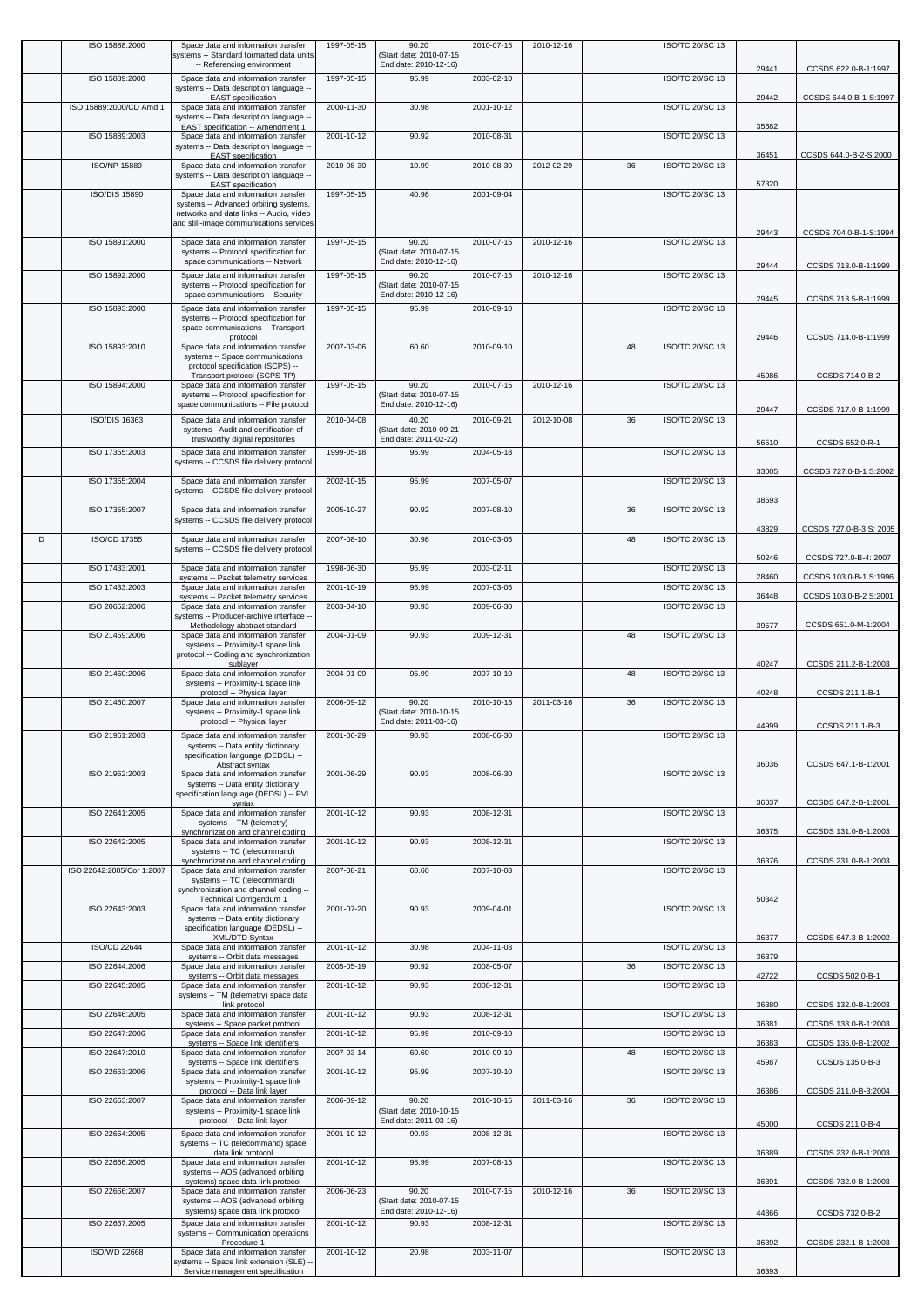| | ISO 15888:2000 | Space data and information transfer systems -- Standard formatted data units -- Referencing environment | 1997-05-15 | 90.20 (Start date: 2010-07-15 End date: 2010-12-16) | 2010-07-15 | 2010-12-16 | | | ISO/TC 20/SC 13 | 29441 | CCSDS 622.0-B-1:1997 |
|---|---|---|---|---|---|---|---|---|---|---|---|
| | ISO 15889:2000 | Space data and information transfer systems -- Data description language -- EAST specification | 1997-05-15 | 95.99 | 2003-02-10 | | | | ISO/TC 20/SC 13 | 29442 | CCSDS 644.0-B-1-S:1997 |
| | ISO 15889:2000/CD Amd 1 | Space data and information transfer systems -- Data description language -- EAST specification -- Amendment 1 | 2000-11-30 | 30.98 | 2001-10-12 | | | | ISO/TC 20/SC 13 | 35682 | |
| | ISO 15889:2003 | Space data and information transfer systems -- Data description language -- EAST specification | 2001-10-12 | 90.92 | 2010-08-31 | | | | ISO/TC 20/SC 13 | 36451 | CCSDS 644.0-B-2-S:2000 |
| | ISO/NP 15889 | Space data and information transfer systems -- Data description language -- EAST specification | 2010-08-30 | 10.99 | 2010-08-30 | 2012-02-29 | | 36 | ISO/TC 20/SC 13 | 57320 | |
| | ISO/DIS 15890 | Space data and information transfer systems -- Advanced orbiting systems, networks and data links -- Audio, video and still-image communications services | 1997-05-15 | 40.98 | 2001-09-04 | | | | ISO/TC 20/SC 13 | 29443 | CCSDS 704.0-B-1-S:1994 |
| | ISO 15891:2000 | Space data and information transfer systems -- Protocol specification for space communications -- Network protocol | 1997-05-15 | 90.20 (Start date: 2010-07-15 End date: 2010-12-16) | 2010-07-15 | 2010-12-16 | | | ISO/TC 20/SC 13 | 29444 | CCSDS 713.0-B-1:1999 |
| | ISO 15892:2000 | Space data and information transfer systems -- Protocol specification for space communications -- Security | 1997-05-15 | 90.20 (Start date: 2010-07-15 End date: 2010-12-16) | 2010-07-15 | 2010-12-16 | | | ISO/TC 20/SC 13 | 29445 | CCSDS 713.5-B-1:1999 |
| | ISO 15893:2000 | Space data and information transfer systems -- Protocol specification for space communications -- Transport protocol | 1997-05-15 | 95.99 | 2010-09-10 | | | | ISO/TC 20/SC 13 | 29446 | CCSDS 714.0-B-1:1999 |
| | ISO 15893:2010 | Space data and information transfer systems -- Space communications protocol specification (SCPS) -- Transport protocol (SCPS-TP) | 2007-03-06 | 60.60 | 2010-09-10 | | | 48 | ISO/TC 20/SC 13 | 45986 | CCSDS 714.0-B-2 |
| | ISO 15894:2000 | Space data and information transfer systems -- Protocol specification for space communications -- File protocol | 1997-05-15 | 90.20 (Start date: 2010-07-15 End date: 2010-12-16) | 2010-07-15 | 2010-12-16 | | | ISO/TC 20/SC 13 | 29447 | CCSDS 717.0-B-1:1999 |
| | ISO/DIS 16363 | Space data and information transfer systems - Audit and certification of trustworthy digital repositories | 2010-04-08 | 40.20 (Start date: 2010-09-21 End date: 2011-02-22) | 2010-09-21 | 2012-10-08 | | 36 | ISO/TC 20/SC 13 | 56510 | CCSDS 652.0-R-1 |
| | ISO 17355:2003 | Space data and information transfer systems -- CCSDS file delivery protocol | 1999-05-18 | 95.99 | 2004-05-18 | | | | ISO/TC 20/SC 13 | 33005 | CCSDS 727.0-B-1 S:2002 |
| | ISO 17355:2004 | Space data and information transfer systems -- CCSDS file delivery protocol | 2002-10-15 | 95.99 | 2007-05-07 | | | | ISO/TC 20/SC 13 | 38593 | |
| | ISO 17355:2007 | Space data and information transfer systems -- CCSDS file delivery protocol | 2005-10-27 | 90.92 | 2007-08-10 | | | 36 | ISO/TC 20/SC 13 | 43829 | CCSDS 727.0-B-3 S: 2005 |
| D | ISO/CD 17355 | Space data and information transfer systems -- CCSDS file delivery protocol | 2007-08-10 | 30.98 | 2010-03-05 | | | 48 | ISO/TC 20/SC 13 | 50246 | CCSDS 727.0-B-4: 2007 |
| | ISO 17433:2001 | Space data and information transfer systems -- Packet telemetry services | 1998-06-30 | 95.99 | 2003-02-11 | | | | ISO/TC 20/SC 13 | 28460 | CCSDS 103.0-B-1 S:1996 |
| | ISO 17433:2003 | Space data and information transfer systems -- Packet telemetry services | 2001-10-19 | 95.99 | 2007-03-05 | | | | ISO/TC 20/SC 13 | 36448 | CCSDS 103.0-B-2 S:2001 |
| | ISO 20652:2006 | Space data and information transfer systems -- Producer-archive interface -- Methodology abstract standard | 2003-04-10 | 90.93 | 2009-06-30 | | | | ISO/TC 20/SC 13 | 39577 | CCSDS 651.0-M-1:2004 |
| | ISO 21459:2006 | Space data and information transfer systems -- Proximity-1 space link protocol -- Coding and synchronization sublayer | 2004-01-09 | 90.93 | 2009-12-31 | | | 48 | ISO/TC 20/SC 13 | 40247 | CCSDS 211.2-B-1:2003 |
| | ISO 21460:2006 | Space data and information transfer systems -- Proximity-1 space link protocol -- Physical layer | 2004-01-09 | 95.99 | 2007-10-10 | | | 48 | ISO/TC 20/SC 13 | 40248 | CCSDS 211.1-B-1 |
| | ISO 21460:2007 | Space data and information transfer systems -- Proximity-1 space link protocol -- Physical layer | 2006-09-12 | 90.20 (Start date: 2010-10-15 End date: 2011-03-16) | 2010-10-15 | 2011-03-16 | | 36 | ISO/TC 20/SC 13 | 44999 | CCSDS 211.1-B-3 |
| | ISO 21961:2003 | Space data and information transfer systems -- Data entity dictionary specification language (DEDSL) -- Abstract syntax | 2001-06-29 | 90.93 | 2008-06-30 | | | | ISO/TC 20/SC 13 | 36036 | CCSDS 647.1-B-1:2001 |
| | ISO 21962:2003 | Space data and information transfer systems -- Data entity dictionary specification language (DEDSL) -- PVL syntax | 2001-06-29 | 90.93 | 2008-06-30 | | | | ISO/TC 20/SC 13 | 36037 | CCSDS 647.2-B-1:2001 |
| | ISO 22641:2005 | Space data and information transfer systems -- TM (telemetry) synchronization and channel coding | 2001-10-12 | 90.93 | 2008-12-31 | | | | ISO/TC 20/SC 13 | 36375 | CCSDS 131.0-B-1:2003 |
| | ISO 22642:2005 | Space data and information transfer systems -- TC (telecommand) synchronization and channel coding | 2001-10-12 | 90.93 | 2008-12-31 | | | | ISO/TC 20/SC 13 | 36376 | CCSDS 231.0-B-1:2003 |
| | ISO 22642:2005/Cor 1:2007 | Space data and information transfer systems -- TC (telecommand) synchronization and channel coding -- Technical Corrigendum 1 | 2007-08-21 | 60.60 | 2007-10-03 | | | | ISO/TC 20/SC 13 | 50342 | |
| | ISO 22643:2003 | Space data and information transfer systems -- Data entity dictionary specification language (DEDSL) -- XML/DTD Syntax | 2001-07-20 | 90.93 | 2009-04-01 | | | | ISO/TC 20/SC 13 | 36377 | CCSDS 647.3-B-1:2002 |
| | ISO/CD 22644 | Space data and information transfer systems -- Orbit data messages | 2001-10-12 | 30.98 | 2004-11-03 | | | | ISO/TC 20/SC 13 | 36379 | |
| | ISO 22644:2006 | Space data and information transfer systems -- Orbit data messages | 2005-05-19 | 90.92 | 2008-05-07 | | | 36 | ISO/TC 20/SC 13 | 42722 | CCSDS 502.0-B-1 |
| | ISO 22645:2005 | Space data and information transfer systems -- TM (telemetry) space data link protocol | 2001-10-12 | 90.93 | 2008-12-31 | | | | ISO/TC 20/SC 13 | 36380 | CCSDS 132.0-B-1:2003 |
| | ISO 22646:2005 | Space data and information transfer systems -- Space packet protocol | 2001-10-12 | 90.93 | 2008-12-31 | | | | ISO/TC 20/SC 13 | 36381 | CCSDS 133.0-B-1:2003 |
| | ISO 22647:2006 | Space data and information transfer systems -- Space link identifiers | 2001-10-12 | 95.99 | 2010-09-10 | | | | ISO/TC 20/SC 13 | 36383 | CCSDS 135.0-B-1:2002 |
| | ISO 22647:2010 | Space data and information transfer systems -- Space link identifiers | 2007-03-14 | 60.60 | 2010-09-10 | | | 48 | ISO/TC 20/SC 13 | 45987 | CCSDS 135.0-B-3 |
| | ISO 22663:2006 | Space data and information transfer systems -- Proximity-1 space link protocol -- Data link layer | 2001-10-12 | 95.99 | 2007-10-10 | | | | ISO/TC 20/SC 13 | 36386 | CCSDS 211.0-B-3:2004 |
| | ISO 22663:2007 | Space data and information transfer systems -- Proximity-1 space link protocol -- Data link layer | 2006-09-12 | 90.20 (Start date: 2010-10-15 End date: 2011-03-16) | 2010-10-15 | 2011-03-16 | | 36 | ISO/TC 20/SC 13 | 45000 | CCSDS 211.0-B-4 |
| | ISO 22664:2005 | Space data and information transfer systems -- TC (telecommand) space data link protocol | 2001-10-12 | 90.93 | 2008-12-31 | | | | ISO/TC 20/SC 13 | 36389 | CCSDS 232.0-B-1:2003 |
| | ISO 22666:2005 | Space data and information transfer systems -- AOS (advanced orbiting systems) space data link protocol | 2001-10-12 | 95.99 | 2007-08-15 | | | | ISO/TC 20/SC 13 | 36391 | CCSDS 732.0-B-1:2003 |
| | ISO 22666:2007 | Space data and information transfer systems -- AOS (advanced orbiting systems) space data link protocol | 2006-06-23 | 90.20 (Start date: 2010-07-15 End date: 2010-12-16) | 2010-07-15 | 2010-12-16 | | 36 | ISO/TC 20/SC 13 | 44866 | CCSDS 732.0-B-2 |
| | ISO 22667:2005 | Space data and information transfer systems -- Communication operations Procedure-1 | 2001-10-12 | 90.93 | 2008-12-31 | | | | ISO/TC 20/SC 13 | 36392 | CCSDS 232.1-B-1:2003 |
| | ISO/WD 22668 | Space data and information transfer systems -- Space link extension (SLE) -- Service management specification | 2001-10-12 | 20.98 | 2003-11-07 | | | | ISO/TC 20/SC 13 | 36393 | |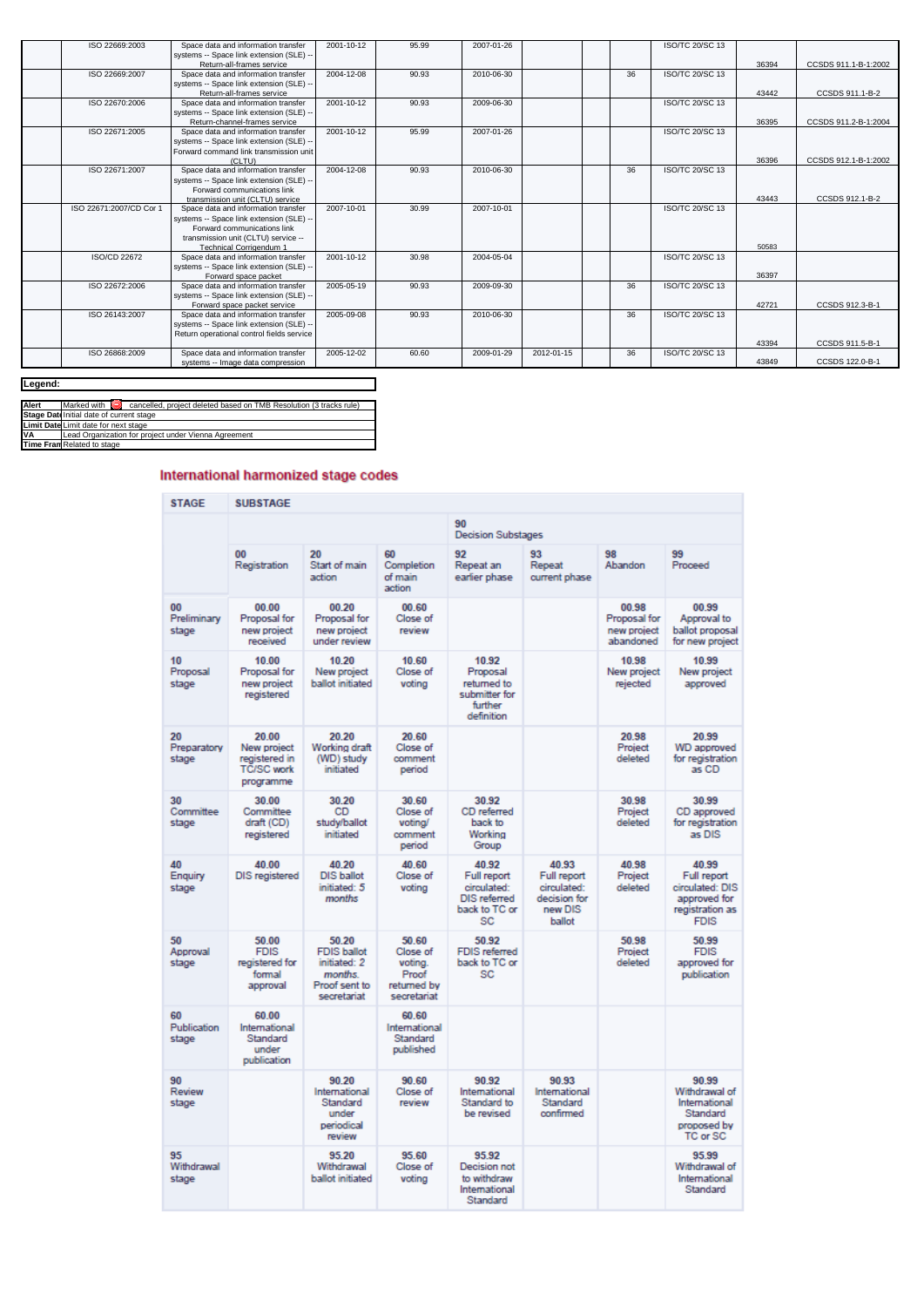| | | | | | | | | | | | | |
|---|---|---|---|---|---|---|---|---|---|---|---|---|
| | ISO 22669:2003 | Space data and information transfer systems -- Space link extension (SLE) -- Return-all-frames service | 2001-10-12 | 95.99 | 2007-01-26 | | | | ISO/TC 20/SC 13 | 36394 | CCSDS 911.1-B-1:2002 |
| | ISO 22669:2007 | Space data and information transfer systems -- Space link extension (SLE) -- Return-all-frames service | 2004-12-08 | 90.93 | 2010-06-30 | | | 36 | ISO/TC 20/SC 13 | 43442 | CCSDS 911.1-B-2 |
| | ISO 22670:2006 | Space data and information transfer systems -- Space link extension (SLE) -- Return-channel-frames service | 2001-10-12 | 90.93 | 2009-06-30 | | | | ISO/TC 20/SC 13 | 36395 | CCSDS 911.2-B-1:2004 |
| | ISO 22671:2005 | Space data and information transfer systems -- Space link extension (SLE) -- Forward command link transmission unit (CLTU) | 2001-10-12 | 95.99 | 2007-01-26 | | | | ISO/TC 20/SC 13 | 36396 | CCSDS 912.1-B-1:2002 |
| | ISO 22671:2007 | Space data and information transfer systems -- Space link extension (SLE) -- Forward communications link transmission unit (CLTU) service | 2004-12-08 | 90.93 | 2010-06-30 | | | 36 | ISO/TC 20/SC 13 | 43443 | CCSDS 912.1-B-2 |
| | ISO 22671:2007/CD Cor 1 | Space data and information transfer systems -- Space link extension (SLE) -- Forward communications link transmission unit (CLTU) service -- Technical Corrigendum 1 | 2007-10-01 | 30.99 | 2007-10-01 | | | | ISO/TC 20/SC 13 | 50583 | |
| | ISO/CD 22672 | Space data and information transfer systems -- Space link extension (SLE) -- Forward space packet | 2001-10-12 | 30.98 | 2004-05-04 | | | | ISO/TC 20/SC 13 | 36397 | |
| | ISO 22672:2006 | Space data and information transfer systems -- Space link extension (SLE) -- Forward space packet service | 2005-05-19 | 90.93 | 2009-09-30 | | | 36 | ISO/TC 20/SC 13 | 42721 | CCSDS 912.3-B-1 |
| | ISO 26143:2007 | Space data and information transfer systems -- Space link extension (SLE) -- Return operational control fields service | 2005-09-08 | 90.93 | 2010-06-30 | | | 36 | ISO/TC 20/SC 13 | 43394 | CCSDS 911.5-B-1 |
| | ISO 26868:2009 | Space data and information transfer systems -- Image data compression | 2005-12-02 | 60.60 | 2009-01-29 | 2012-01-15 | | 36 | ISO/TC 20/SC 13 | 43849 | CCSDS 122.0-B-1 |

**Legend:**

| | |
|---|---|
| **Alert** | Marked with ⊖ cancelled, project deleted based on TMB Resolution (3 tracks rule) |
| **Stage Date** | Initial date of current stage |
| **Limit Date** | Limit date for next stage |
| **VA** | Lead Organization for project under Vienna Agreement |
| **Time Frame** | Related to stage |

## International harmonized stage codes

| STAGE | SUBSTAGE | | | | | | |
|---|---|---|---|---|---|---|---|
| | | | | 90 Decision Substages | | | |
| | 00 Registration | 20 Start of main action | 60 Completion of main action | 92 Repeat an earlier phase | 93 Repeat current phase | 98 Abandon | 99 Proceed |
| 00 Preliminary stage | 00.00 Proposal for new project received | 00.20 Proposal for new project under review | 00.60 Close of review | | | 00.98 Proposal for new project abandoned | 00.99 Approval to ballot proposal for new project |
| 10 Proposal stage | 10.00 Proposal for new project registered | 10.20 New project ballot initiated | 10.60 Close of voting | 10.92 Proposal returned to submitter for further definition | | 10.98 New project rejected | 10.99 New project approved |
| 20 Preparatory stage | 20.00 New project registered in TC/SC work programme | 20.20 Working draft (WD) study initiated | 20.60 Close of comment period | | | 20.98 Project deleted | 20.99 WD approved for registration as CD |
| 30 Committee stage | 30.00 Committee draft (CD) registered | 30.20 CD study/ballot initiated | 30.60 Close of voting/ comment period | 30.92 CD referred back to Working Group | | 30.98 Project deleted | 30.99 CD approved for registration as DIS |
| 40 Enquiry stage | 40.00 DIS registered | 40.20 DIS ballot initiated: 5 *months* | 40.60 Close of voting | 40.92 Full report circulated: DIS referred back to TC or SC | 40.93 Full report circulated: decision for new DIS ballot | 40.98 Project deleted | 40.99 Full report circulated: DIS approved for registration as FDIS |
| 50 Approval stage | 50.00 FDIS registered for formal approval | 50.20 FDIS ballot initiated: 2 *months*. Proof sent to secretariat | 50.60 Close of voting. Proof returned by secretariat | 50.92 FDIS referred back to TC or SC | | 50.98 Project deleted | 50.99 FDIS approved for publication |
| 60 Publication stage | 60.00 International Standard under publication | | 60.60 International Standard published | | | | |
| 90 Review stage | | 90.20 International Standard under periodical review | 90.60 Close of review | 90.92 International Standard to be revised | 90.93 International Standard confirmed | | 90.99 Withdrawal of International Standard proposed by TC or SC |
| 95 Withdrawal stage | | 95.20 Withdrawal ballot initiated | 95.60 Close of voting | 95.92 Decision not to withdraw International Standard | | | 95.99 Withdrawal of International Standard |